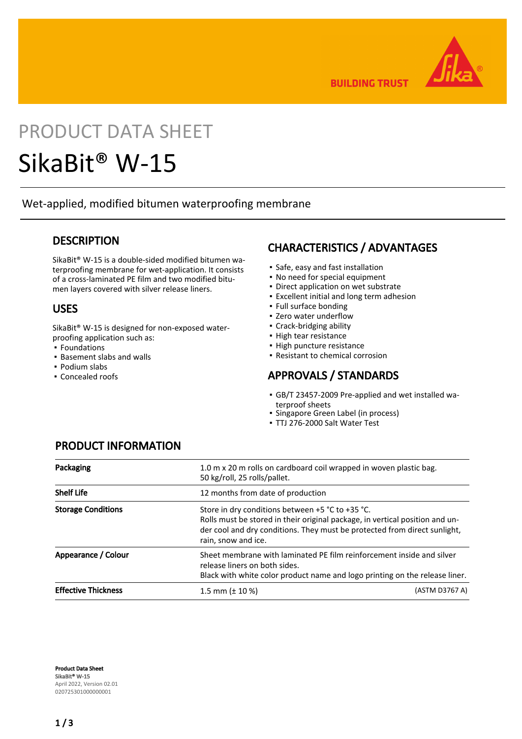BUILDING TRUST

PRODUCT DATA SHEET

# SikaBit® W-15

Wet-applied, modified bitumen waterproofing membrane

## DESCRIPTION

SikaBit® W-15 is a double-sided modified bitumen waterproofing membrane for wet-application. It consists of a cross-laminated PE film and two modified bitumen layers covered with silver release liners.

## USES

SikaBit® W-15 is designed for non-exposed waterproofing application such as:

- Foundations
- Basement slabs and walls
- Podium slabs
- Concealed roofs

## CHARACTERISTICS / ADVANTAGES

- Safe, easy and fast installation
- No need for special equipment
- Direct application on wet substrate
- Excellent initial and long term adhesion
- Full surface bonding
- Zero water underflow
- Crack-bridging ability
- High tear resistance
- High puncture resistance
- Resistant to chemical corrosion

## APPROVALS / STANDARDS

- GB/T 23457-2009 Pre-applied and wet installed waterproof sheets
- Singapore Green Label (in process)
- TTJ 276-2000 Salt Water Test

## PRODUCT INFORMATION

| | |
|---|---|
| **Packaging** | 1.0 m x 20 m rolls on cardboard coil wrapped in woven plastic bag.<br>50 kg/roll, 25 rolls/pallet. |
| **Shelf Life** | 12 months from date of production |
| **Storage Conditions** | Store in dry conditions between +5 °C to +35 °C.<br>Rolls must be stored in their original package, in vertical position and under cool and dry conditions. They must be protected from direct sunlight, rain, snow and ice. |
| **Appearance / Colour** | Sheet membrane with laminated PE film reinforcement inside and silver release liners on both sides.<br>Black with white color product name and logo printing on the release liner. |
| **Effective Thickness** | 1.5 mm (± 10 %) (ASTM D3767 A) |

**Product Data Sheet**
**SikaBit® W-15**
April 2022, Version 02.01
020725301000000001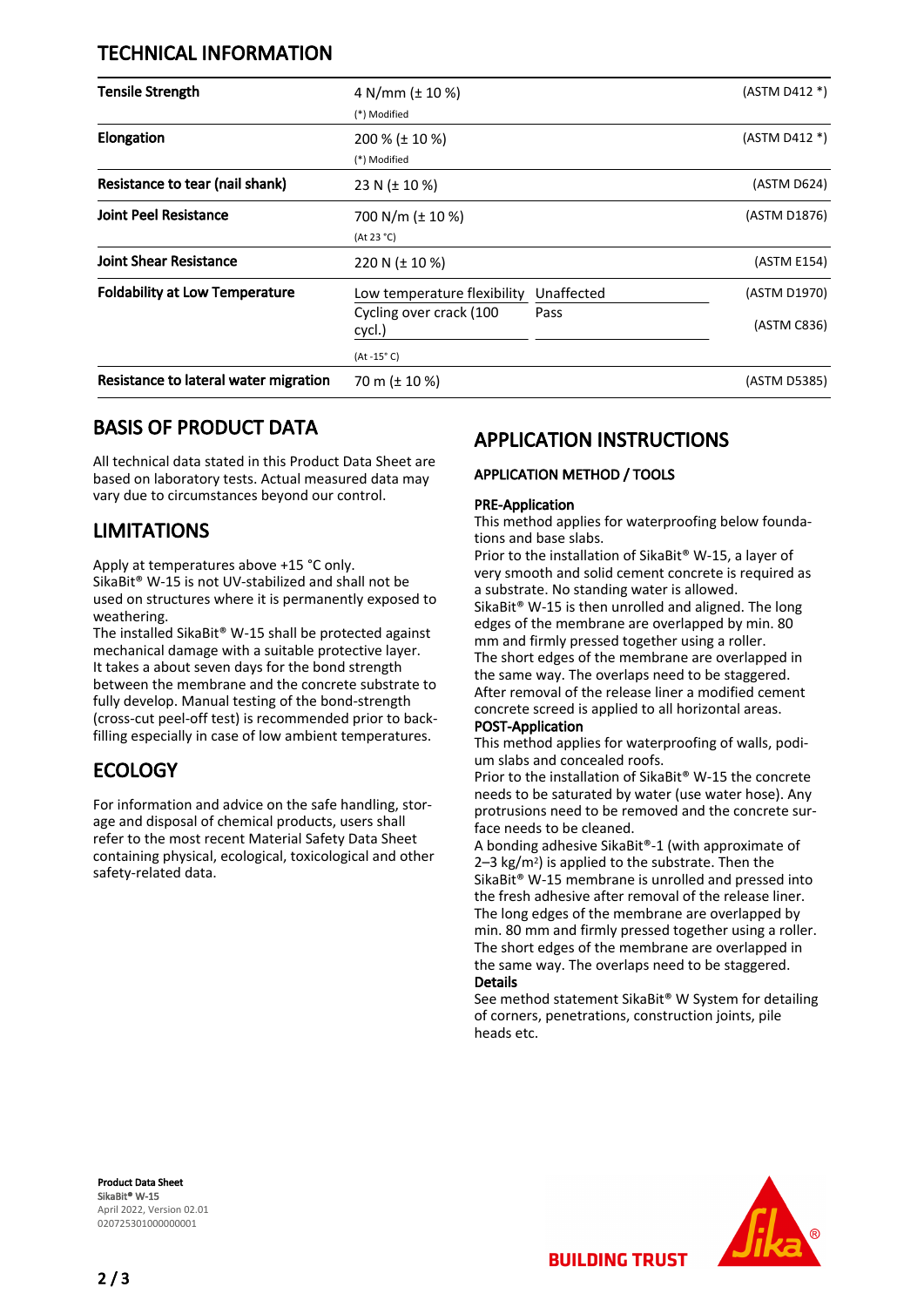## TECHNICAL INFORMATION

| | | | |
|---|---|---|---|
| **Tensile Strength** | 4 N/mm (± 10 %)<br>(*) Modified | | (ASTM D412 *) |
| **Elongation** | 200 % (± 10 %)<br>(*) Modified | | (ASTM D412 *) |
| **Resistance to tear (nail shank)** | 23 N (± 10 %) | | (ASTM D624) |
| **Joint Peel Resistance** | 700 N/m (± 10 %)<br>(At 23 °C) | | (ASTM D1876) |
| **Joint Shear Resistance** | 220 N (± 10 %) | | (ASTM E154) |
| **Foldability at Low Temperature** | Low temperature flexibility | Unaffected | (ASTM D1970) |
| | Cycling over crack (100 cycl.) | Pass | (ASTM C836) |
| | (At -15° C) | | |
| **Resistance to lateral water migration** | 70 m (± 10 %) | | (ASTM D5385) |

## BASIS OF PRODUCT DATA

All technical data stated in this Product Data Sheet are based on laboratory tests. Actual measured data may vary due to circumstances beyond our control.

## LIMITATIONS

Apply at temperatures above +15 °C only.
SikaBit® W-15 is not UV-stabilized and shall not be used on structures where it is permanently exposed to weathering.
The installed SikaBit® W-15 shall be protected against mechanical damage with a suitable protective layer.
It takes a about seven days for the bond strength between the membrane and the concrete substrate to fully develop. Manual testing of the bond-strength (cross-cut peel-off test) is recommended prior to backfilling especially in case of low ambient temperatures.

## ECOLOGY

For information and advice on the safe handling, storage and disposal of chemical products, users shall refer to the most recent Material Safety Data Sheet containing physical, ecological, toxicological and other safety-related data.

## APPLICATION INSTRUCTIONS

### APPLICATION METHOD / TOOLS

**PRE-Application**
This method applies for waterproofing below foundations and base slabs.
Prior to the installation of SikaBit® W-15, a layer of very smooth and solid cement concrete is required as a substrate. No standing water is allowed.
SikaBit® W-15 is then unrolled and aligned. The long edges of the membrane are overlapped by min. 80 mm and firmly pressed together using a roller.
The short edges of the membrane are overlapped in the same way. The overlaps need to be staggered.
After removal of the release liner a modified cement concrete screed is applied to all horizontal areas.

**POST-Application**
This method applies for waterproofing of walls, podium slabs and concealed roofs.
Prior to the installation of SikaBit® W-15 the concrete needs to be saturated by water (use water hose). Any protrusions need to be removed and the concrete surface needs to be cleaned.
A bonding adhesive SikaBit®-1 (with approximate of 2–3 kg/m²) is applied to the substrate. Then the SikaBit® W-15 membrane is unrolled and pressed into the fresh adhesive after removal of the release liner.
The long edges of the membrane are overlapped by min. 80 mm and firmly pressed together using a roller.
The short edges of the membrane are overlapped in the same way. The overlaps need to be staggered.

**Details**
See method statement SikaBit® W System for detailing of corners, penetrations, construction joints, pile heads etc.

**Product Data Sheet**
**SikaBit® W-15**
April 2022, Version 02.01
020725301000000001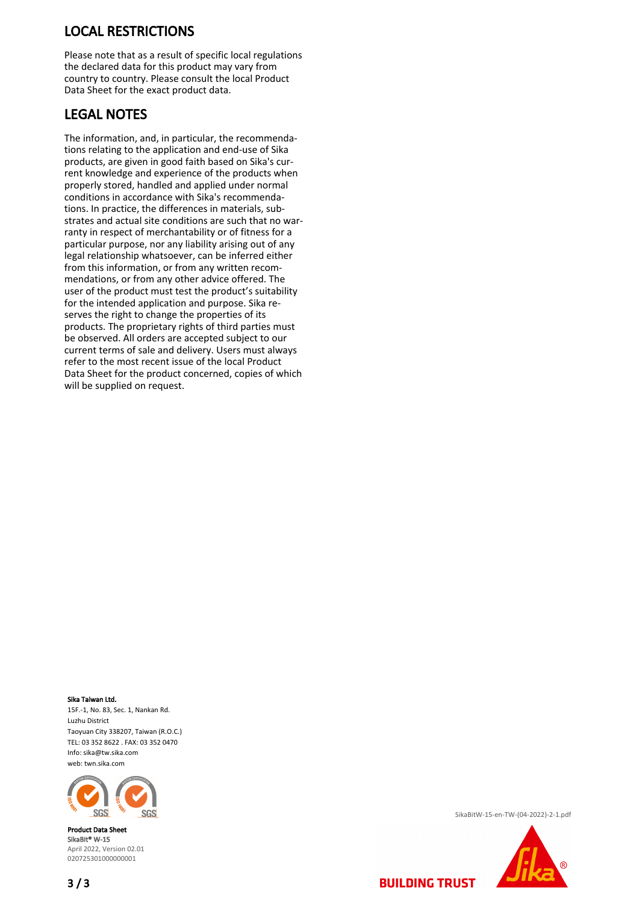## LOCAL RESTRICTIONS

Please note that as a result of specific local regulations the declared data for this product may vary from country to country. Please consult the local Product Data Sheet for the exact product data.

## LEGAL NOTES

The information, and, in particular, the recommendations relating to the application and end-use of Sika products, are given in good faith based on Sika's current knowledge and experience of the products when properly stored, handled and applied under normal conditions in accordance with Sika's recommendations. In practice, the differences in materials, substrates and actual site conditions are such that no warranty in respect of merchantability or of fitness for a particular purpose, nor any liability arising out of any legal relationship whatsoever, can be inferred either from this information, or from any written recommendations, or from any other advice offered. The user of the product must test the product's suitability for the intended application and purpose. Sika reserves the right to change the properties of its products. The proprietary rights of third parties must be observed. All orders are accepted subject to our current terms of sale and delivery. Users must always refer to the most recent issue of the local Product Data Sheet for the product concerned, copies of which will be supplied on request.

**Sika Taiwan Ltd.**
15F.-1, No. 83, Sec. 1, Nankan Rd.
Luzhu District
Taoyuan City 338207, Taiwan (R.O.C.)
TEL: 03 352 8622 . FAX: 03 352 0470
Info: sika@tw.sika.com
web: twn.sika.com

**Product Data Sheet**
**SikaBit® W-15**
April 2022, Version 02.01
020725301000000001

SikaBitW-15-en-TW-(04-2022)-2-1.pdf

BUILDING TRUST